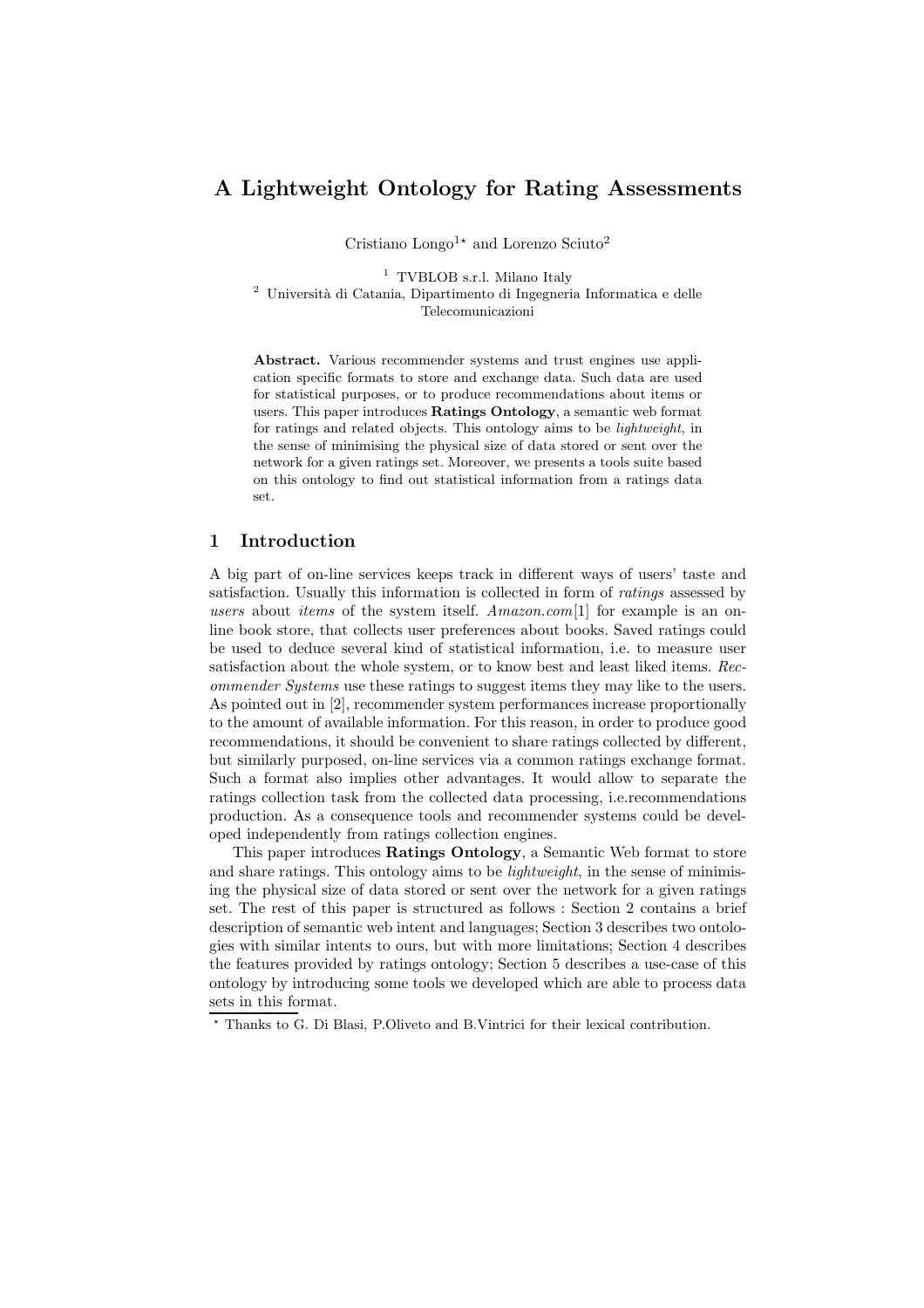# A Lightweight Ontology for Rating Assessments

Cristiano Longo[1]* and Lorenzo Sciuto[2]

[1] TVBLOB s.r.l. Milano Italy
[2] Università di Catania, Dipartimento di Ingegneria Informatica e delle Telecomunicazioni

**Abstract.** Various recommender systems and trust engines use application specific formats to store and exchange data. Such data are used for statistical purposes, or to produce recommendations about items or users. This paper introduces **Ratings Ontology**, a semantic web format for ratings and related objects. This ontology aims to be *lightweight*, in the sense of minimising the physical size of data stored or sent over the network for a given ratings set. Moreover, we presents a tools suite based on this ontology to find out statistical information from a ratings data set.

## 1 Introduction

A big part of on-line services keeps track in different ways of users' taste and satisfaction. Usually this information is collected in form of *ratings* assessed by *users* about *items* of the system itself. *Amazon.com*[1] for example is an on-line book store, that collects user preferences about books. Saved ratings could be used to deduce several kind of statistical information, i.e. to measure user satisfaction about the whole system, or to know best and least liked items. *Recommender Systems* use these ratings to suggest items they may like to the users. As pointed out in [2], recommender system performances increase proportionally to the amount of available information. For this reason, in order to produce good recommendations, it should be convenient to share ratings collected by different, but similarly purposed, on-line services via a common ratings exchange format. Such a format also implies other advantages. It would allow to separate the ratings collection task from the collected data processing, i.e.recommendations production. As a consequence tools and recommender systems could be developed independently from ratings collection engines.

This paper introduces **Ratings Ontology**, a Semantic Web format to store and share ratings. This ontology aims to be *lightweight*, in the sense of minimising the physical size of data stored or sent over the network for a given ratings set. The rest of this paper is structured as follows : Section 2 contains a brief description of semantic web intent and languages; Section 3 describes two ontologies with similar intents to ours, but with more limitations; Section 4 describes the features provided by ratings ontology; Section 5 describes a use-case of this ontology by introducing some tools we developed which are able to process data sets in this format.

* Thanks to G. Di Blasi, P.Oliveto and B.Vintrici for their lexical contribution.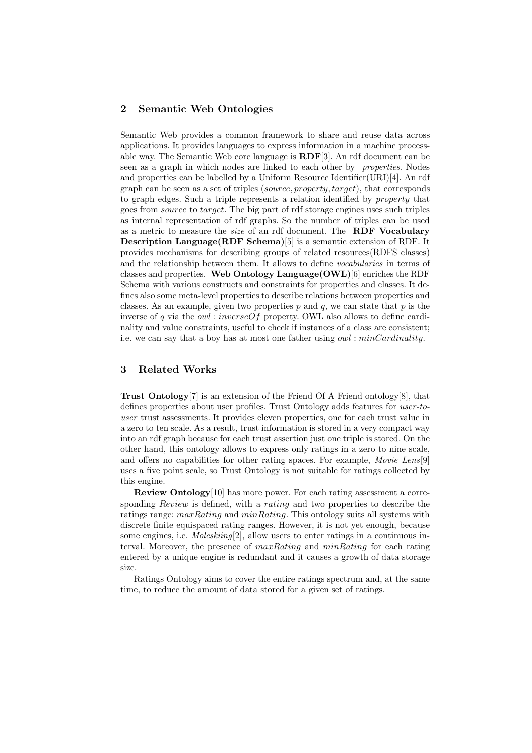## 2 Semantic Web Ontologies

Semantic Web provides a common framework to share and reuse data across applications. It provides languages to express information in a machine processable way. The Semantic Web core language is **RDF**[3]. An rdf document can be seen as a graph in which nodes are linked to each other by *properties*. Nodes and properties can be labelled by a Uniform Resource Identifier(URI)[4]. An rdf graph can be seen as a set of triples (*source*, *property*, *target*), that corresponds to graph edges. Such a triple represents a relation identified by *property* that goes from *source* to *target*. The big part of rdf storage engines uses such triples as internal representation of rdf graphs. So the number of triples can be used as a metric to measure the *size* of an rdf document. The **RDF Vocabulary Description Language(RDF Schema)**[5] is a semantic extension of RDF. It provides mechanisms for describing groups of related resources(RDFS classes) and the relationship between them. It allows to define *vocabularies* in terms of classes and properties. **Web Ontology Language(OWL)**[6] enriches the RDF Schema with various constructs and constraints for properties and classes. It defines also some meta-level properties to describe relations between properties and classes. As an example, given two properties $p$ and $q$, we can state that $p$ is the inverse of $q$ via the $owl : inverseOf$ property. OWL also allows to define cardinality and value constraints, useful to check if instances of a class are consistent; i.e. we can say that a boy has at most one father using $owl : minCardinality$.

## 3 Related Works

**Trust Ontology**[7] is an extension of the Friend Of A Friend ontology[8], that defines properties about user profiles. Trust Ontology adds features for *user-to-user* trust assessments. It provides eleven properties, one for each trust value in a zero to ten scale. As a result, trust information is stored in a very compact way into an rdf graph because for each trust assertion just one triple is stored. On the other hand, this ontology allows to express only ratings in a zero to nine scale, and offers no capabilities for other rating spaces. For example, *Movie Lens*[9] uses a five point scale, so Trust Ontology is not suitable for ratings collected by this engine.

**Review Ontology**[10] has more power. For each rating assessment a corresponding *Review* is defined, with a *rating* and two properties to describe the ratings range: *maxRating* and *minRating*. This ontology suits all systems with discrete finite equispaced rating ranges. However, it is not yet enough, because some engines, i.e. *Moleskiing*[2], allow users to enter ratings in a continuous interval. Moreover, the presence of *maxRating* and *minRating* for each rating entered by a unique engine is redundant and it causes a growth of data storage size.

Ratings Ontology aims to cover the entire ratings spectrum and, at the same time, to reduce the amount of data stored for a given set of ratings.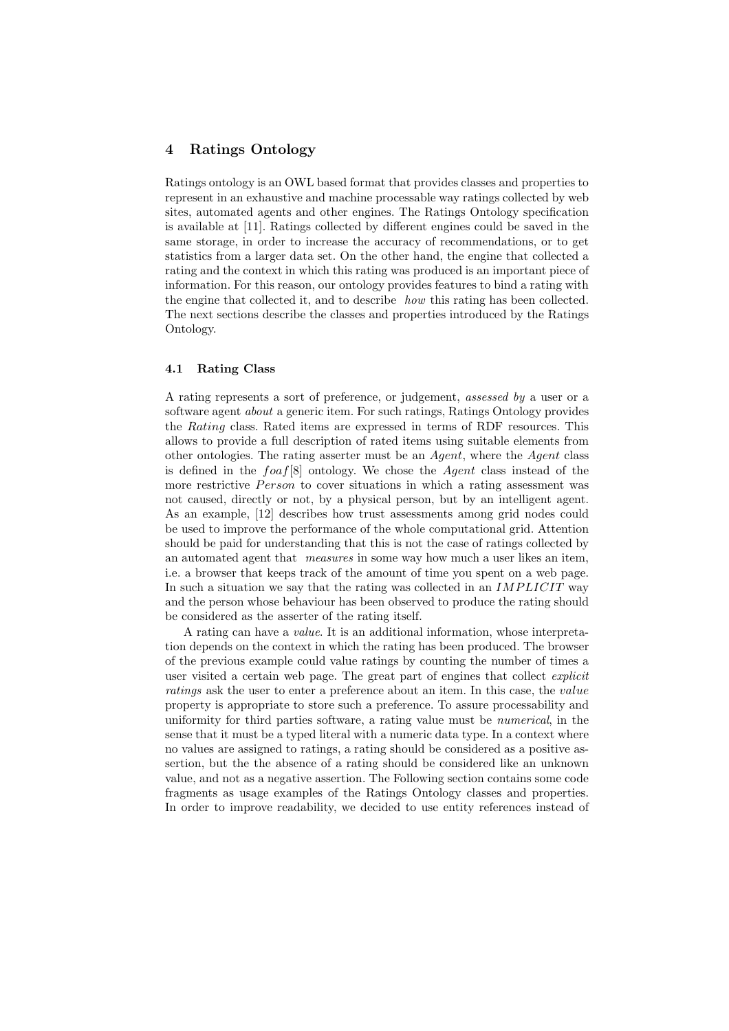## 4 Ratings Ontology

Ratings ontology is an OWL based format that provides classes and properties to represent in an exhaustive and machine processable way ratings collected by web sites, automated agents and other engines. The Ratings Ontology specification is available at [11]. Ratings collected by different engines could be saved in the same storage, in order to increase the accuracy of recommendations, or to get statistics from a larger data set. On the other hand, the engine that collected a rating and the context in which this rating was produced is an important piece of information. For this reason, our ontology provides features to bind a rating with the engine that collected it, and to describe *how* this rating has been collected. The next sections describe the classes and properties introduced by the Ratings Ontology.

### 4.1 Rating Class

A rating represents a sort of preference, or judgement, *assessed by* a user or a software agent *about* a generic item. For such ratings, Ratings Ontology provides the *Rating* class. Rated items are expressed in terms of RDF resources. This allows to provide a full description of rated items using suitable elements from other ontologies. The rating asserter must be an *Agent*, where the *Agent* class is defined in the *foaf*[8] ontology. We chose the *Agent* class instead of the more restrictive *Person* to cover situations in which a rating assessment was not caused, directly or not, by a physical person, but by an intelligent agent. As an example, [12] describes how trust assessments among grid nodes could be used to improve the performance of the whole computational grid. Attention should be paid for understanding that this is not the case of ratings collected by an automated agent that *measures* in some way how much a user likes an item, i.e. a browser that keeps track of the amount of time you spent on a web page. In such a situation we say that the rating was collected in an *IMPLICIT* way and the person whose behaviour has been observed to produce the rating should be considered as the asserter of the rating itself.

A rating can have a *value*. It is an additional information, whose interpretation depends on the context in which the rating has been produced. The browser of the previous example could value ratings by counting the number of times a user visited a certain web page. The great part of engines that collect *explicit ratings* ask the user to enter a preference about an item. In this case, the *value* property is appropriate to store such a preference. To assure processability and uniformity for third parties software, a rating value must be *numerical*, in the sense that it must be a typed literal with a numeric data type. In a context where no values are assigned to ratings, a rating should be considered as a positive assertion, but the the absence of a rating should be considered like an unknown value, and not as a negative assertion. The Following section contains some code fragments as usage examples of the Ratings Ontology classes and properties. In order to improve readability, we decided to use entity references instead of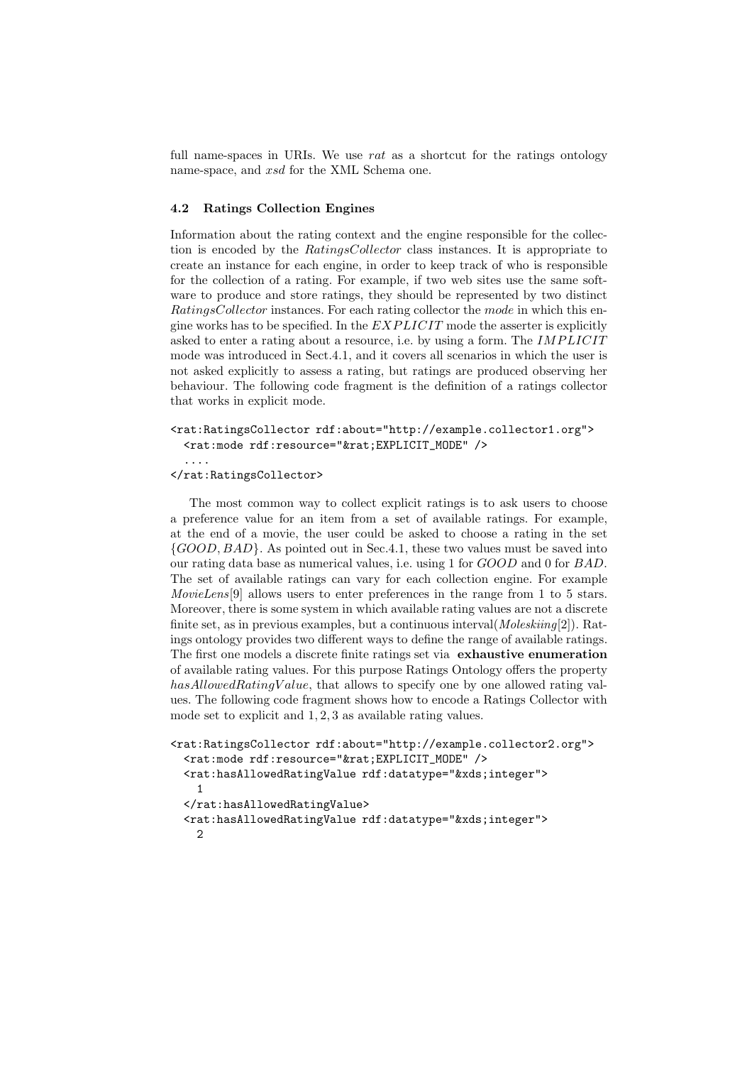full name-spaces in URIs. We use *rat* as a shortcut for the ratings ontology name-space, and *xsd* for the XML Schema one.

### 4.2 Ratings Collection Engines

Information about the rating context and the engine responsible for the collection is encoded by the *RatingsCollector* class instances. It is appropriate to create an instance for each engine, in order to keep track of who is responsible for the collection of a rating. For example, if two web sites use the same software to produce and store ratings, they should be represented by two distinct *RatingsCollector* instances. For each rating collector the *mode* in which this engine works has to be specified. In the $EXPLICIT$ mode the asserter is explicitly asked to enter a rating about a resource, i.e. by using a form. The $IMPLICIT$ mode was introduced in Sect.4.1, and it covers all scenarios in which the user is not asked explicitly to assess a rating, but ratings are produced observing her behaviour. The following code fragment is the definition of a ratings collector that works in explicit mode.

```
<rat:RatingsCollector rdf:about="http://example.collector1.org">
  <rat:mode rdf:resource="&rat;EXPLICIT_MODE" />
  ....
</rat:RatingsCollector>
```

The most common way to collect explicit ratings is to ask users to choose a preference value for an item from a set of available ratings. For example, at the end of a movie, the user could be asked to choose a rating in the set $\{GOOD, BAD\}$. As pointed out in Sec.4.1, these two values must be saved into our rating data base as numerical values, i.e. using 1 for $GOOD$ and 0 for $BAD$. The set of available ratings can vary for each collection engine. For example *MovieLens*[9] allows users to enter preferences in the range from 1 to 5 stars. Moreover, there is some system in which available rating values are not a discrete finite set, as in previous examples, but a continuous interval(*Moleskiing*[2]). Ratings ontology provides two different ways to define the range of available ratings. The first one models a discrete finite ratings set via **exhaustive enumeration** of available rating values. For this purpose Ratings Ontology offers the property *hasAllowedRatingValue*, that allows to specify one by one allowed rating values. The following code fragment shows how to encode a Ratings Collector with mode set to explicit and $1, 2, 3$ as available rating values.

```
<rat:RatingsCollector rdf:about="http://example.collector2.org">
  <rat:mode rdf:resource="&rat;EXPLICIT_MODE" />
  <rat:hasAllowedRatingValue rdf:datatype="&xds;integer">
    1
  </rat:hasAllowedRatingValue>
  <rat:hasAllowedRatingValue rdf:datatype="&xds;integer">
    2
```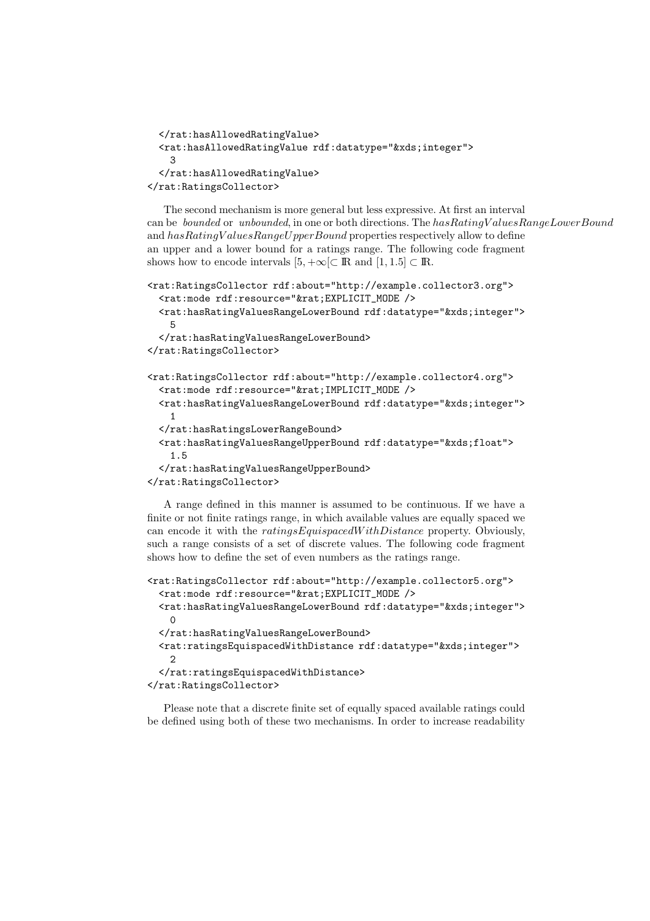```
  </rat:hasAllowedRatingValue>
  <rat:hasAllowedRatingValue rdf:datatype="&xds;integer">
    3
  </rat:hasAllowedRatingValue>
</rat:RatingsCollector>
```

The second mechanism is more general but less expressive. At first an interval can be *bounded* or *unbounded*, in one or both directions. The $hasRatingValuesRangeLowerBound$ and $hasRatingValuesRangeUpperBound$ properties respectively allow to define an upper and a lower bound for a ratings range. The following code fragment shows how to encode intervals $[5, +\infty[ \subset \mathbb{R}$ and $[1, 1.5] \subset \mathbb{R}$.

```
<rat:RatingsCollector rdf:about="http://example.collector3.org">
  <rat:mode rdf:resource="&rat;EXPLICIT_MODE />
  <rat:hasRatingValuesRangeLowerBound rdf:datatype="&xds;integer">
    5
  </rat:hasRatingValuesRangeLowerBound>
</rat:RatingsCollector>

<rat:RatingsCollector rdf:about="http://example.collector4.org">
  <rat:mode rdf:resource="&rat;IMPLICIT_MODE />
  <rat:hasRatingValuesRangeLowerBound rdf:datatype="&xds;integer">
    1
  </rat:hasRatingsLowerRangeBound>
  <rat:hasRatingValuesRangeUpperBound rdf:datatype="&xds;float">
    1.5
  </rat:hasRatingValuesRangeUpperBound>
</rat:RatingsCollector>
```

A range defined in this manner is assumed to be continuous. If we have a finite or not finite ratings range, in which available values are equally spaced we can encode it with the $ratingsEquispacedWithDistance$ property. Obviously, such a range consists of a set of discrete values. The following code fragment shows how to define the set of even numbers as the ratings range.

```
<rat:RatingsCollector rdf:about="http://example.collector5.org">
  <rat:mode rdf:resource="&rat;EXPLICIT_MODE />
  <rat:hasRatingValuesRangeLowerBound rdf:datatype="&xds;integer">
    0
  </rat:hasRatingValuesRangeLowerBound>
  <rat:ratingsEquispacedWithDistance rdf:datatype="&xds;integer">
    2
  </rat:ratingsEquispacedWithDistance>
</rat:RatingsCollector>
```

Please note that a discrete finite set of equally spaced available ratings could be defined using both of these two mechanisms. In order to increase readability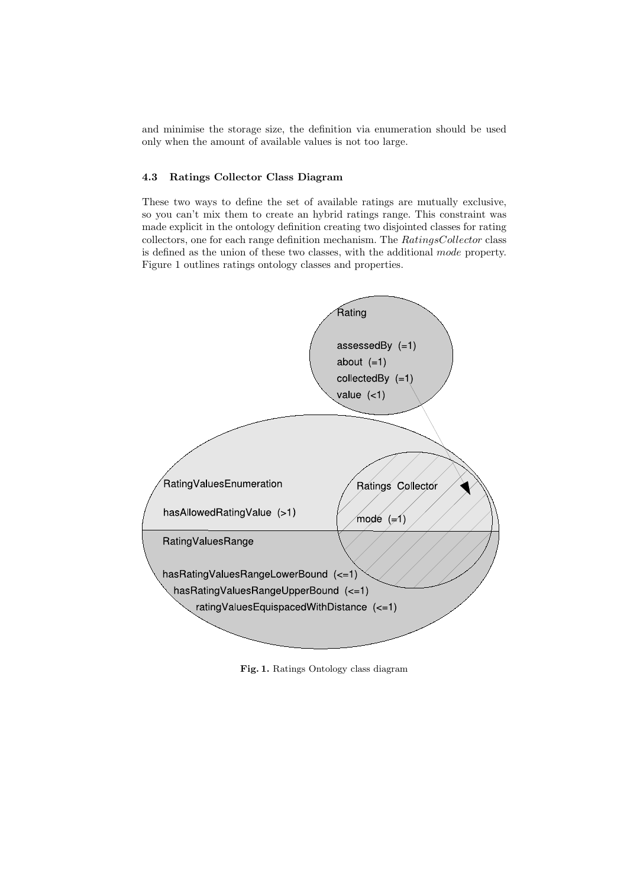and minimise the storage size, the definition via enumeration should be used only when the amount of available values is not too large.

### 4.3 Ratings Collector Class Diagram

These two ways to define the set of available ratings are mutually exclusive, so you can't mix them to create an hybrid ratings range. This constraint was made explicit in the ontology definition creating two disjointed classes for rating collectors, one for each range definition mechanism. The *RatingsCollector* class is defined as the union of these two classes, with the additional *mode* property. Figure 1 outlines ratings ontology classes and properties.

Rating

assessedBy (=1)
about (=1)
collectedBy (=1)
value (<1)

RatingValuesEnumeration

hasAllowedRatingValue (>1)

Ratings Collector

mode (=1)

RatingValuesRange

hasRatingValuesRangeLowerBound (<=1)
hasRatingValuesRangeUpperBound (<=1)
ratingValuesEquispacedWithDistance (<=1)

**Fig. 1.** Ratings Ontology class diagram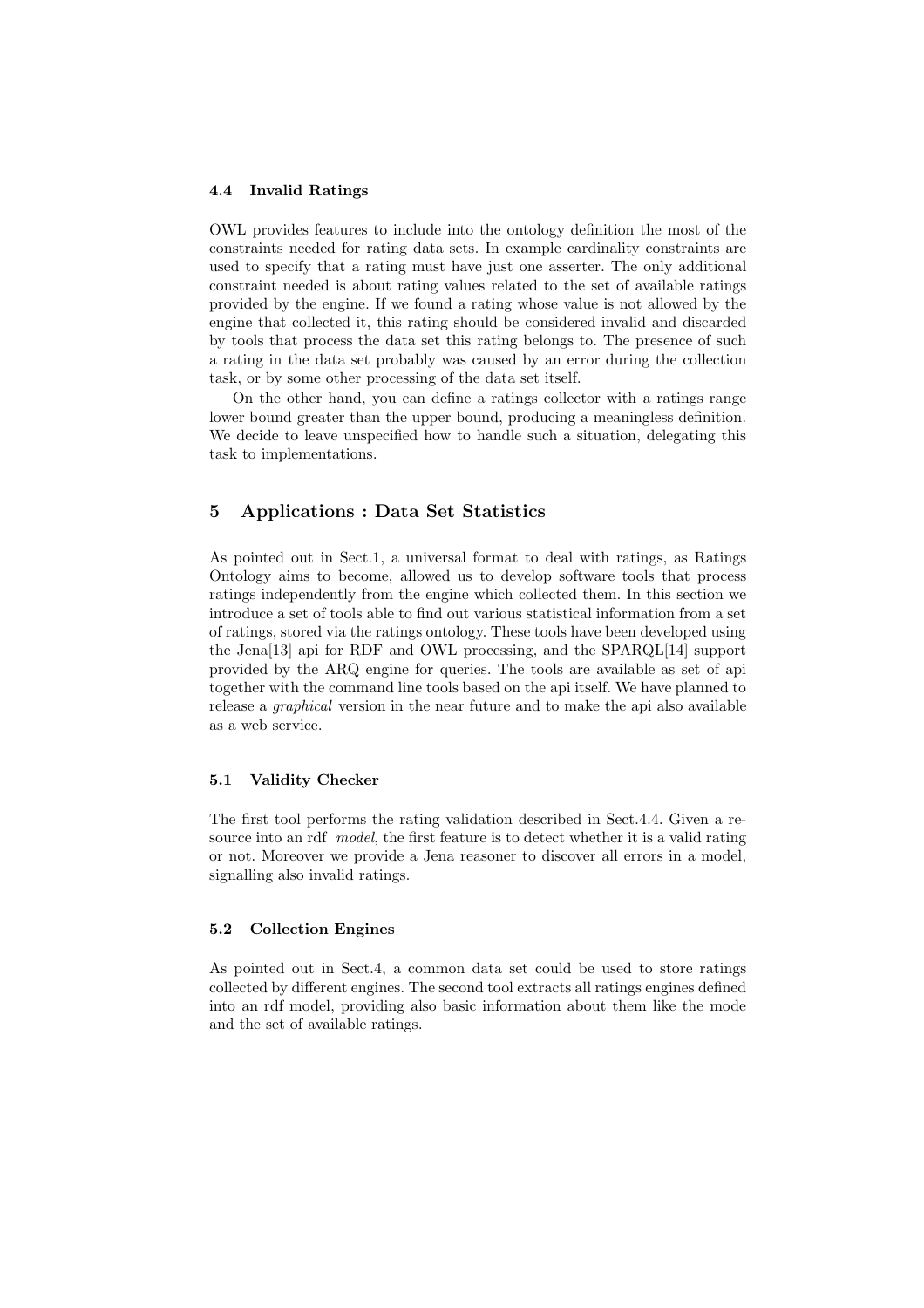### 4.4 Invalid Ratings

OWL provides features to include into the ontology definition the most of the constraints needed for rating data sets. In example cardinality constraints are used to specify that a rating must have just one asserter. The only additional constraint needed is about rating values related to the set of available ratings provided by the engine. If we found a rating whose value is not allowed by the engine that collected it, this rating should be considered invalid and discarded by tools that process the data set this rating belongs to. The presence of such a rating in the data set probably was caused by an error during the collection task, or by some other processing of the data set itself.

On the other hand, you can define a ratings collector with a ratings range lower bound greater than the upper bound, producing a meaningless definition. We decide to leave unspecified how to handle such a situation, delegating this task to implementations.

## 5 Applications : Data Set Statistics

As pointed out in Sect.1, a universal format to deal with ratings, as Ratings Ontology aims to become, allowed us to develop software tools that process ratings independently from the engine which collected them. In this section we introduce a set of tools able to find out various statistical information from a set of ratings, stored via the ratings ontology. These tools have been developed using the Jena[13] api for RDF and OWL processing, and the SPARQL[14] support provided by the ARQ engine for queries. The tools are available as set of api together with the command line tools based on the api itself. We have planned to release a *graphical* version in the near future and to make the api also available as a web service.

### 5.1 Validity Checker

The first tool performs the rating validation described in Sect.4.4. Given a resource into an rdf *model*, the first feature is to detect whether it is a valid rating or not. Moreover we provide a Jena reasoner to discover all errors in a model, signalling also invalid ratings.

### 5.2 Collection Engines

As pointed out in Sect.4, a common data set could be used to store ratings collected by different engines. The second tool extracts all ratings engines defined into an rdf model, providing also basic information about them like the mode and the set of available ratings.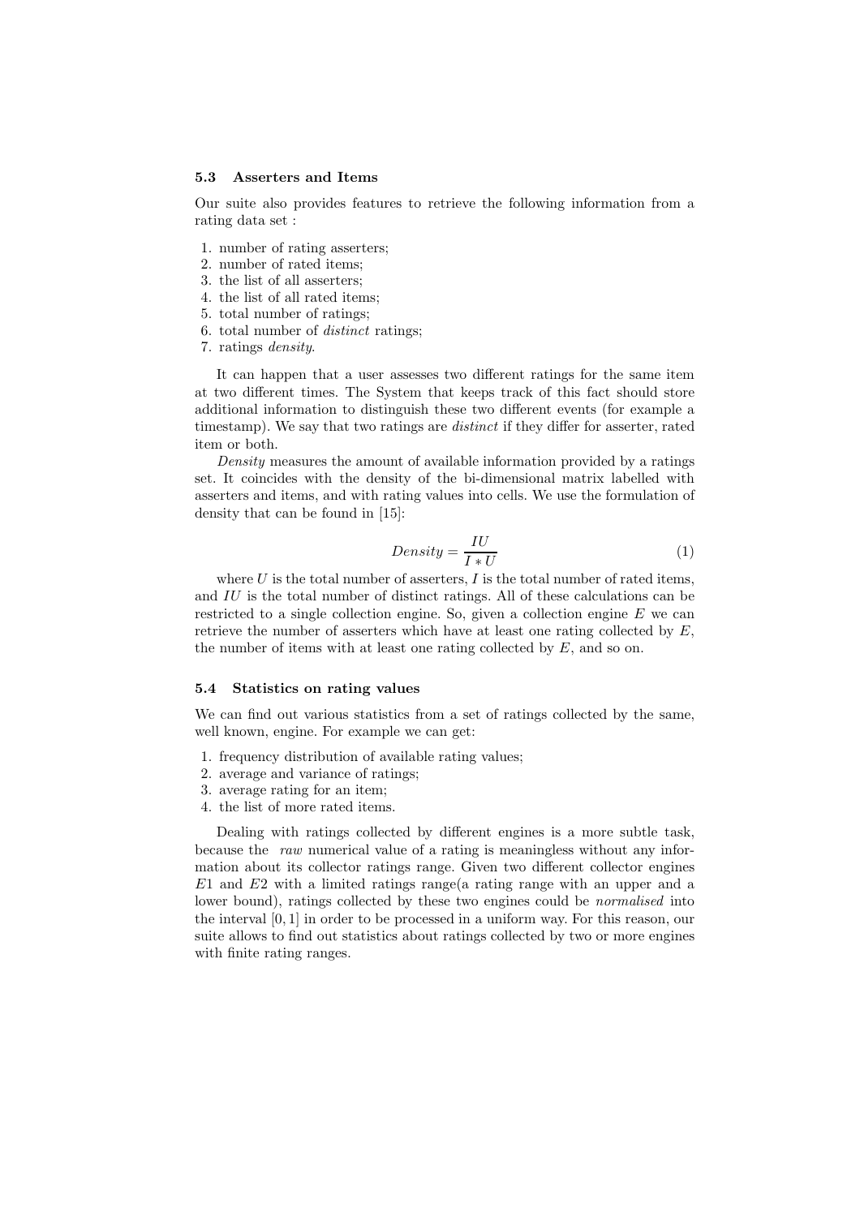### 5.3 Asserters and Items

Our suite also provides features to retrieve the following information from a rating data set :

1. number of rating asserters;
2. number of rated items;
3. the list of all asserters;
4. the list of all rated items;
5. total number of ratings;
6. total number of *distinct* ratings;
7. ratings *density*.

It can happen that a user assesses two different ratings for the same item at two different times. The System that keeps track of this fact should store additional information to distinguish these two different events (for example a timestamp). We say that two ratings are *distinct* if they differ for asserter, rated item or both.

*Density* measures the amount of available information provided by a ratings set. It coincides with the density of the bi-dimensional matrix labelled with asserters and items, and with rating values into cells. We use the formulation of density that can be found in [15]:

$$Density = \frac{IU}{I * U} \tag{1}$$

where $U$ is the total number of asserters, $I$ is the total number of rated items, and $IU$ is the total number of distinct ratings. All of these calculations can be restricted to a single collection engine. So, given a collection engine $E$ we can retrieve the number of asserters which have at least one rating collected by $E$, the number of items with at least one rating collected by $E$, and so on.

### 5.4 Statistics on rating values

We can find out various statistics from a set of ratings collected by the same, well known, engine. For example we can get:

1. frequency distribution of available rating values;
2. average and variance of ratings;
3. average rating for an item;
4. the list of more rated items.

Dealing with ratings collected by different engines is a more subtle task, because the *raw* numerical value of a rating is meaningless without any information about its collector ratings range. Given two different collector engines $E1$ and $E2$ with a limited ratings range(a rating range with an upper and a lower bound), ratings collected by these two engines could be *normalised* into the interval $[0, 1]$ in order to be processed in a uniform way. For this reason, our suite allows to find out statistics about ratings collected by two or more engines with finite rating ranges.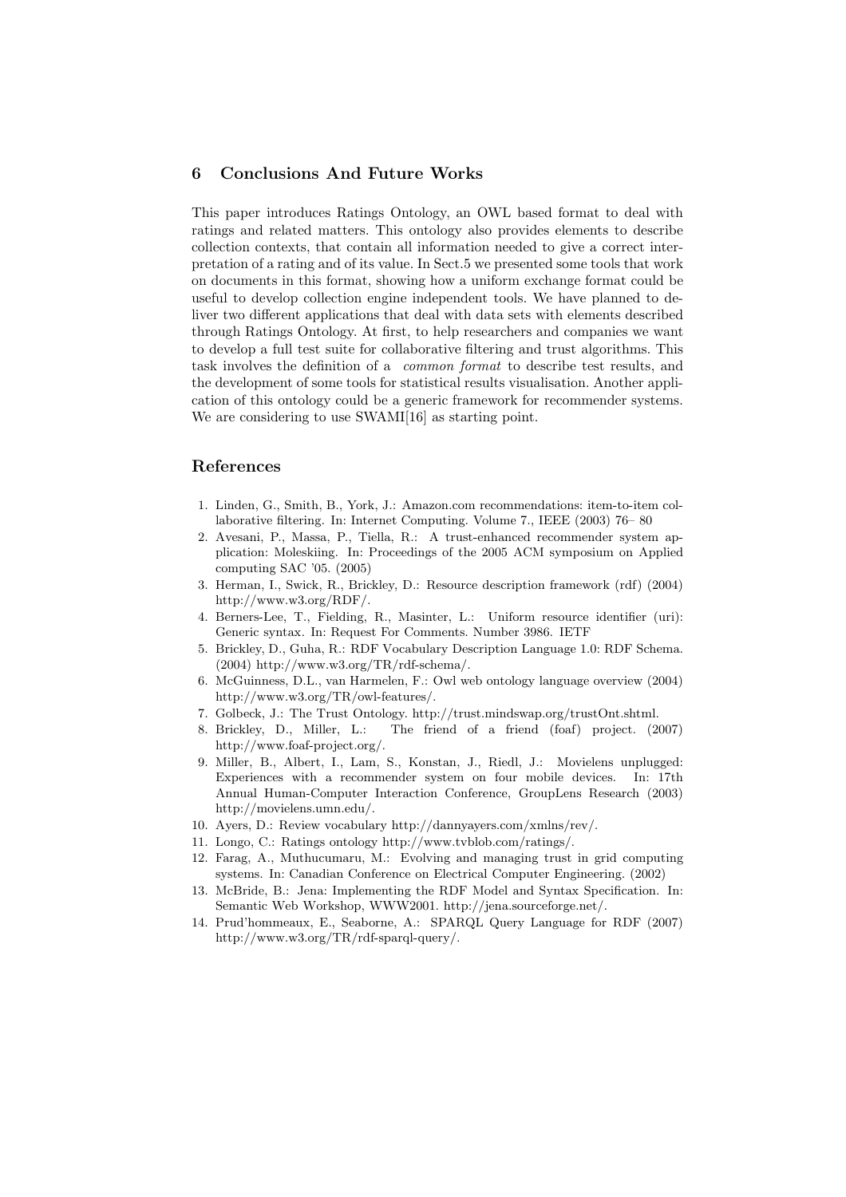## 6 Conclusions And Future Works

This paper introduces Ratings Ontology, an OWL based format to deal with ratings and related matters. This ontology also provides elements to describe collection contexts, that contain all information needed to give a correct interpretation of a rating and of its value. In Sect.5 we presented some tools that work on documents in this format, showing how a uniform exchange format could be useful to develop collection engine independent tools. We have planned to deliver two different applications that deal with data sets with elements described through Ratings Ontology. At first, to help researchers and companies we want to develop a full test suite for collaborative filtering and trust algorithms. This task involves the definition of a *common format* to describe test results, and the development of some tools for statistical results visualisation. Another application of this ontology could be a generic framework for recommender systems. We are considering to use SWAMI[16] as starting point.

## References

1. Linden, G., Smith, B., York, J.: Amazon.com recommendations: item-to-item collaborative filtering. In: Internet Computing. Volume 7., IEEE (2003) 76– 80
2. Avesani, P., Massa, P., Tiella, R.: A trust-enhanced recommender system application: Moleskiing. In: Proceedings of the 2005 ACM symposium on Applied computing SAC '05. (2005)
3. Herman, I., Swick, R., Brickley, D.: Resource description framework (rdf) (2004) http://www.w3.org/RDF/.
4. Berners-Lee, T., Fielding, R., Masinter, L.: Uniform resource identifier (uri): Generic syntax. In: Request For Comments. Number 3986. IETF
5. Brickley, D., Guha, R.: RDF Vocabulary Description Language 1.0: RDF Schema. (2004) http://www.w3.org/TR/rdf-schema/.
6. McGuinness, D.L., van Harmelen, F.: Owl web ontology language overview (2004) http://www.w3.org/TR/owl-features/.
7. Golbeck, J.: The Trust Ontology. http://trust.mindswap.org/trustOnt.shtml.
8. Brickley, D., Miller, L.: The friend of a friend (foaf) project. (2007) http://www.foaf-project.org/.
9. Miller, B., Albert, I., Lam, S., Konstan, J., Riedl, J.: Movielens unplugged: Experiences with a recommender system on four mobile devices. In: 17th Annual Human-Computer Interaction Conference, GroupLens Research (2003) http://movielens.umn.edu/.
10. Ayers, D.: Review vocabulary http://dannyayers.com/xmlns/rev/.
11. Longo, C.: Ratings ontology http://www.tvblob.com/ratings/.
12. Farag, A., Muthucumaru, M.: Evolving and managing trust in grid computing systems. In: Canadian Conference on Electrical Computer Engineering. (2002)
13. McBride, B.: Jena: Implementing the RDF Model and Syntax Specification. In: Semantic Web Workshop, WWW2001. http://jena.sourceforge.net/.
14. Prud'hommeaux, E., Seaborne, A.: SPARQL Query Language for RDF (2007) http://www.w3.org/TR/rdf-sparql-query/.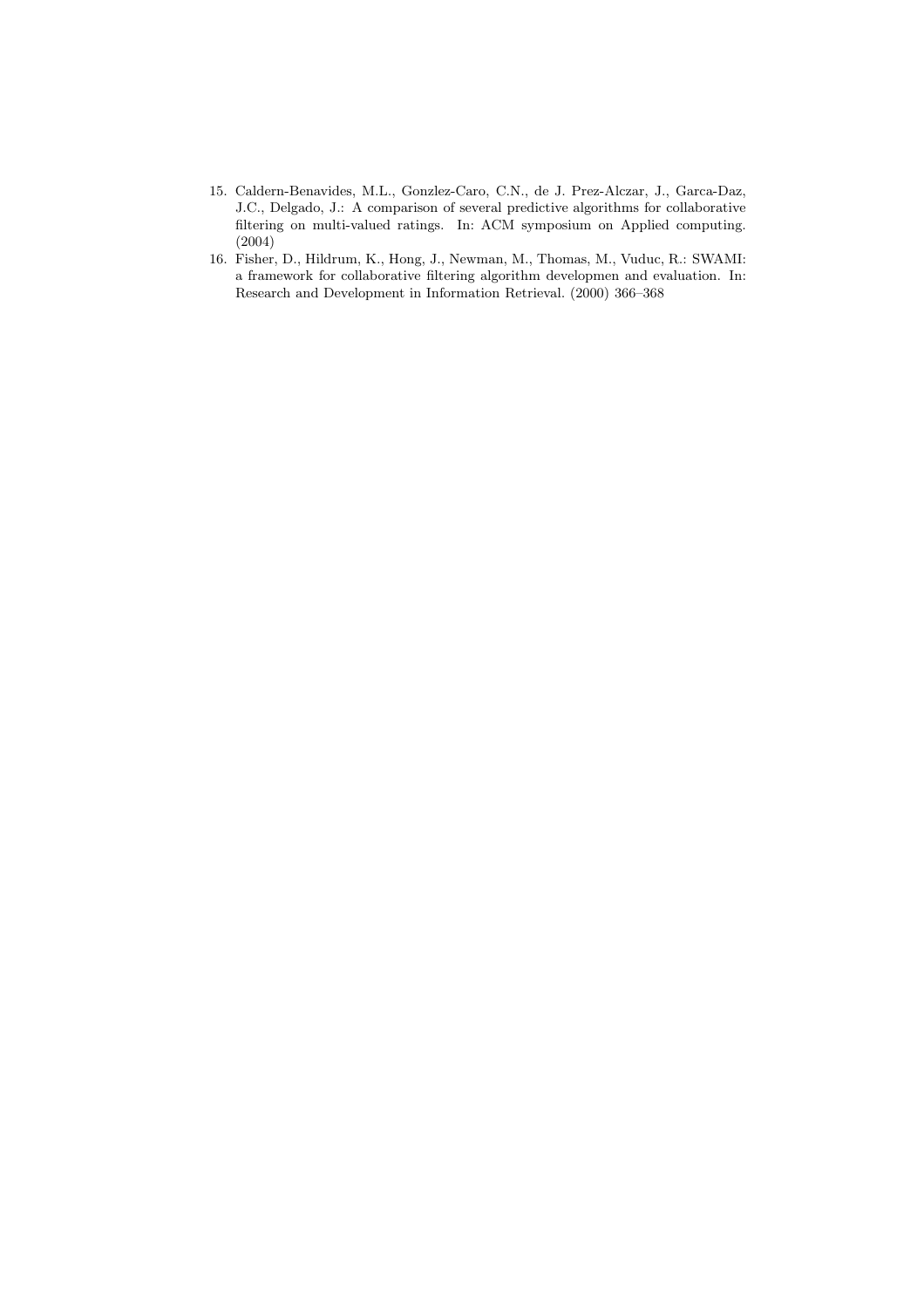15. Caldern-Benavides, M.L., Gonzlez-Caro, C.N., de J. Prez-Alczar, J., Garca-Daz, J.C., Delgado, J.: A comparison of several predictive algorithms for collaborative filtering on multi-valued ratings. In: ACM symposium on Applied computing. (2004)
16. Fisher, D., Hildrum, K., Hong, J., Newman, M., Thomas, M., Vuduc, R.: SWAMI: a framework for collaborative filtering algorithm developmen and evaluation. In: Research and Development in Information Retrieval. (2000) 366–368